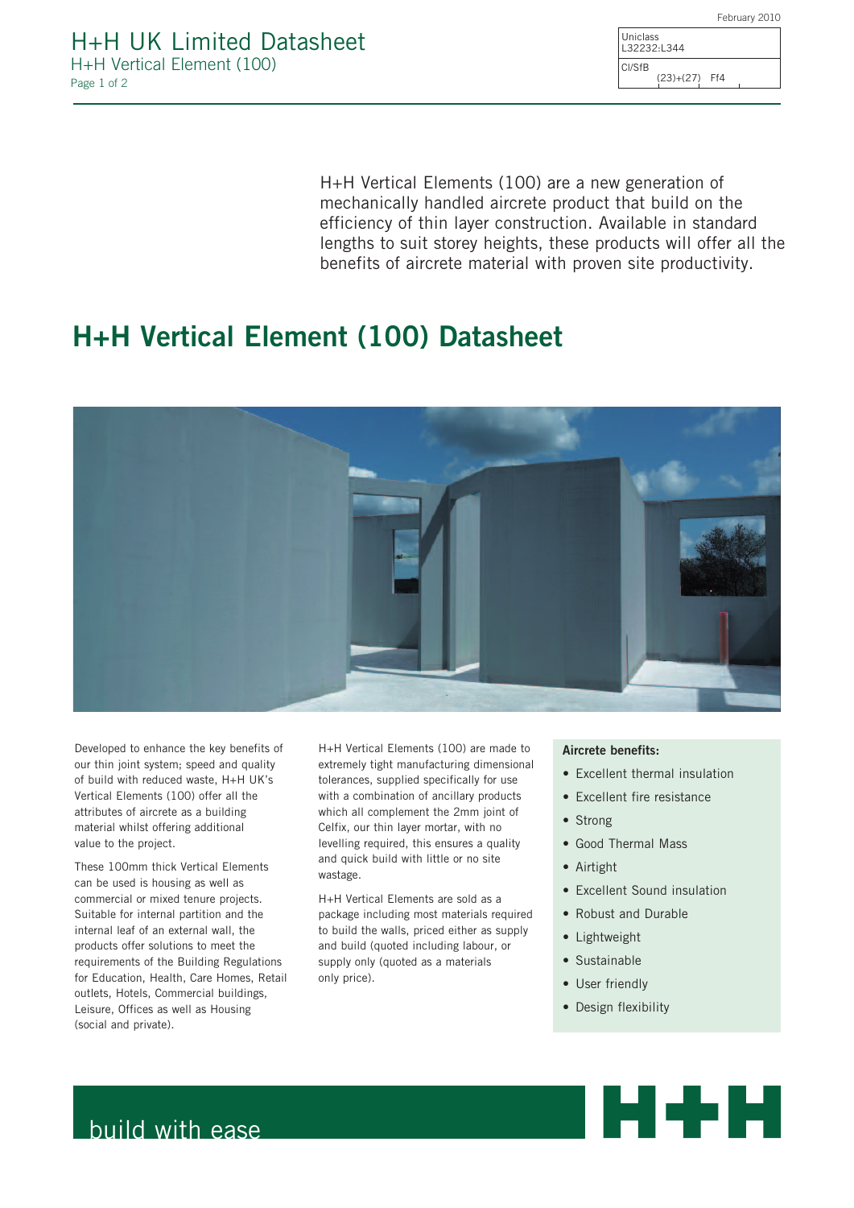February 2010

# H+H UK Limited Datasheet

H+H Vertical Element (100)

| Uniclass |
| --- |
| L32232:L344 |
| CI/SfB (23)+(27) Ff4 |

H+H Vertical Elements (100) are a new generation of mechanically handled aircrete product that build on the efficiency of thin layer construction. Available in standard lengths to suit storey heights, these products will offer all the benefits of aircrete material with proven site productivity.

## H+H Vertical Element (100) Datasheet

Developed to enhance the key benefits of our thin joint system; speed and quality of build with reduced waste, H+H UK's Vertical Elements (100) offer all the attributes of aircrete as a building material whilst offering additional value to the project.

These 100mm thick Vertical Elements can be used is housing as well as commercial or mixed tenure projects. Suitable for internal partition and the internal leaf of an external wall, the products offer solutions to meet the requirements of the Building Regulations for Education, Health, Care Homes, Retail outlets, Hotels, Commercial buildings, Leisure, Offices as well as Housing (social and private).

H+H Vertical Elements (100) are made to extremely tight manufacturing dimensional tolerances, supplied specifically for use with a combination of ancillary products which all complement the 2mm joint of Celfix, our thin layer mortar, with no levelling required, this ensures a quality and quick build with little or no site wastage.

H+H Vertical Elements are sold as a package including most materials required to build the walls, priced either as supply and build (quoted including labour, or supply only (quoted as a materials only price).

**Aircrete benefits:**

- Excellent thermal insulation
- Excellent fire resistance
- Strong
- Good Thermal Mass
- Airtight
- Excellent Sound insulation
- Robust and Durable
- Lightweight
- Sustainable
- User friendly
- Design flexibility

build with ease

H+H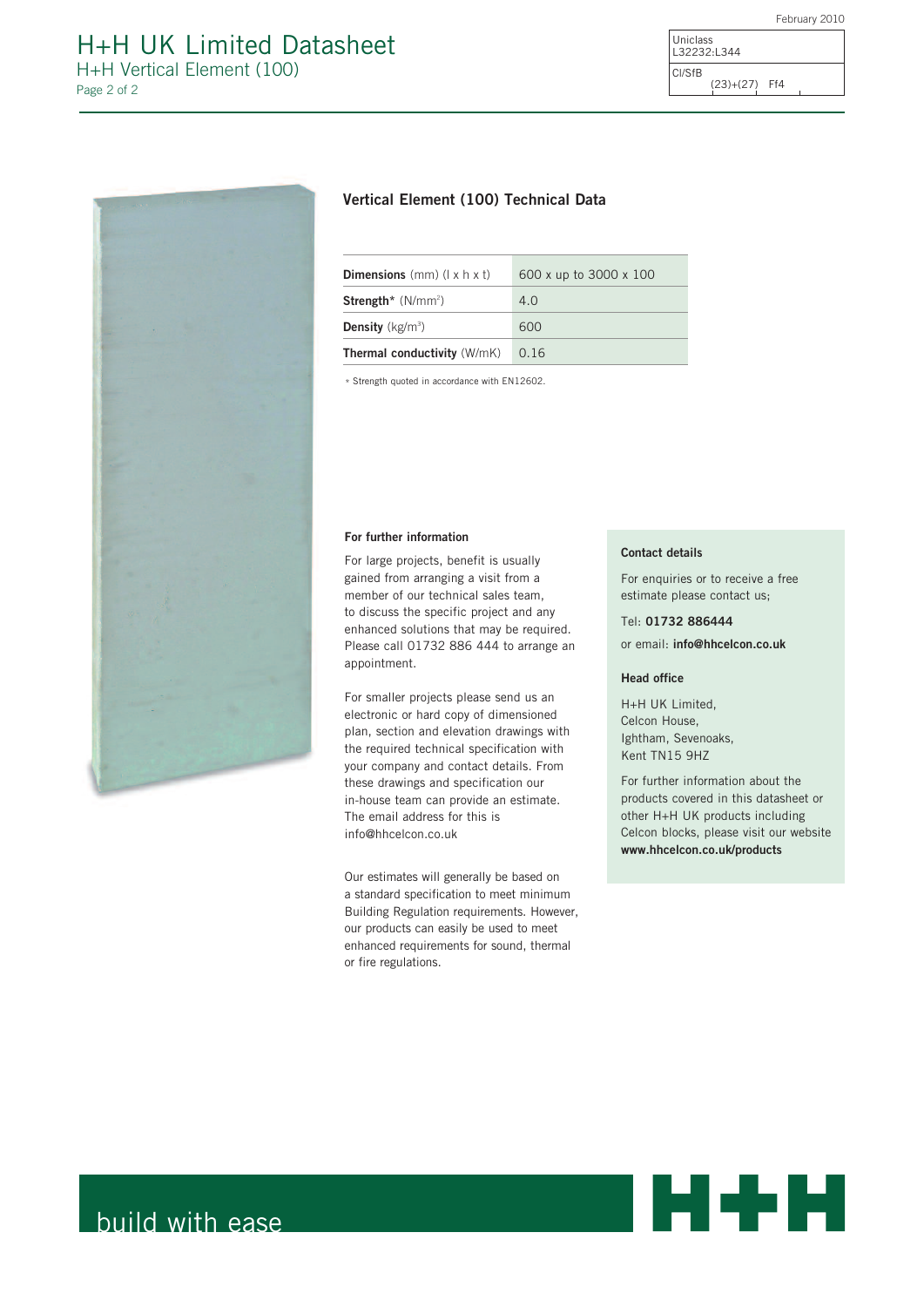# H+H UK Limited Datasheet

## H+H Vertical Element (100)

February 2010

| | |
|---|---|
| Uniclass | L32232:L344 |
| CI/SfB | (23)+(27) Ff4 |

### Vertical Element (100) Technical Data

| | |
|---|---|
| **Dimensions** (mm) (l x h x t) | 600 x up to 3000 x 100 |
| **Strength*** (N/mm$^2$) | 4.0 |
| **Density** (kg/m$^3$) | 600 |
| **Thermal conductivity** (W/mK) | 0.16 |

* Strength quoted in accordance with EN12602.

#### For further information

For large projects, benefit is usually gained from arranging a visit from a member of our technical sales team, to discuss the specific project and any enhanced solutions that may be required. Please call 01732 886 444 to arrange an appointment.

For smaller projects please send us an electronic or hard copy of dimensioned plan, section and elevation drawings with the required technical specification with your company and contact details. From these drawings and specification our in-house team can provide an estimate. The email address for this is info@hhcelcon.co.uk

Our estimates will generally be based on a standard specification to meet minimum Building Regulation requirements. However, our products can easily be used to meet enhanced requirements for sound, thermal or fire regulations.

#### Contact details

For enquiries or to receive a free estimate please contact us;

Tel: **01732 886444**

or email: **info@hhcelcon.co.uk**

#### Head office

H+H UK Limited,
Celcon House,
Ightham, Sevenoaks,
Kent TN15 9HZ

For further information about the products covered in this datasheet or other H+H UK products including Celcon blocks, please visit our website **www.hhcelcon.co.uk/products**

build with ease

H+H